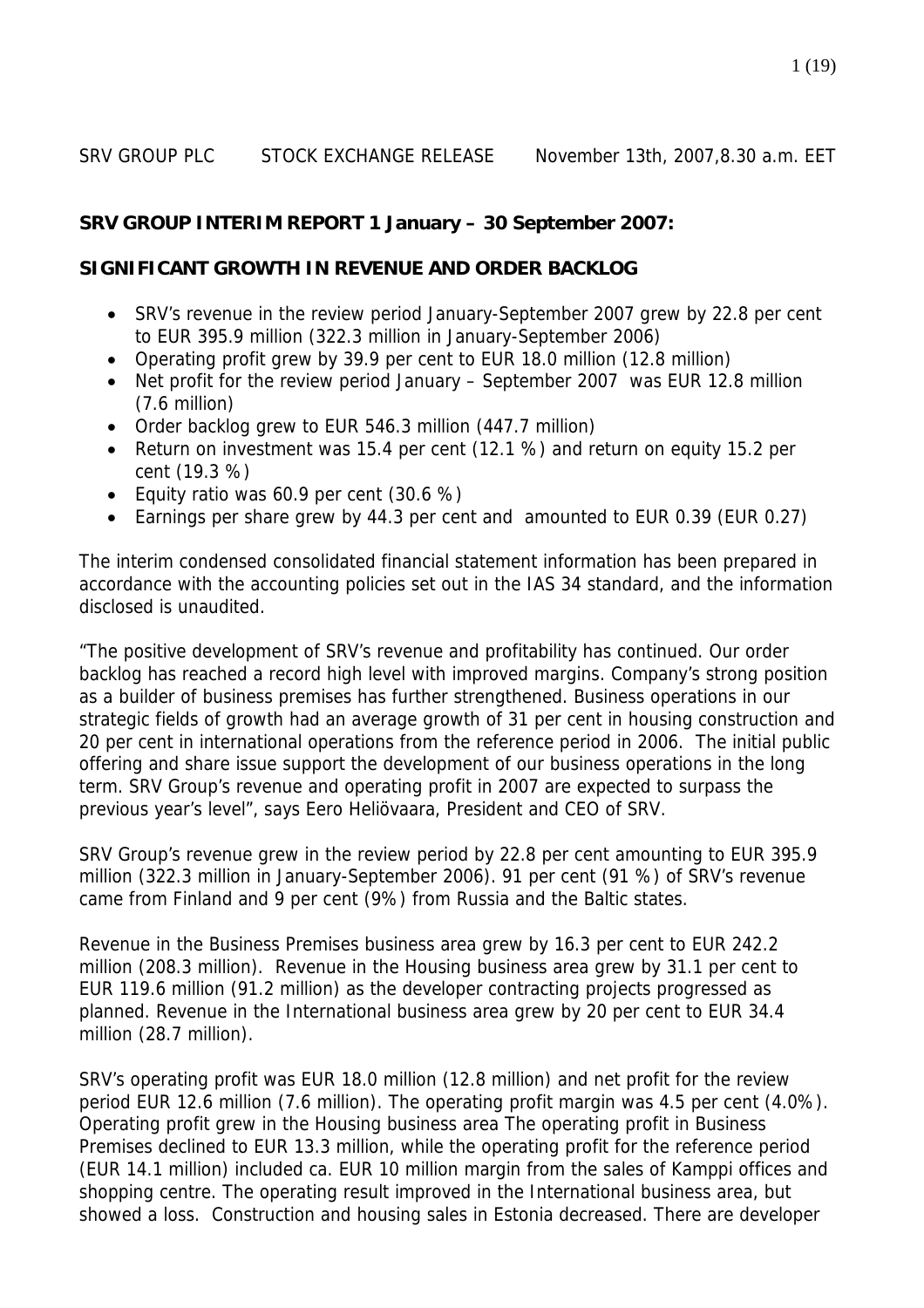SRV GROUP PLC STOCK EXCHANGE RELEASE November 13th, 2007,8.30 a.m. EET

## SRV GROUP INTERIM REPORT 1 January – 30 September 2007:

## SIGNIFICANT GROWTH IN REVENUE AND ORDER BACKLOG

- SRV's revenue in the review period January-September 2007 grew by 22.8 per cent to EUR 395.9 million (322.3 million in January-September 2006)
- Operating profit grew by 39.9 per cent to EUR 18.0 million (12.8 million)
- Net profit for the review period January – September 2007 was EUR 12.8 million (7.6 million)
- Order backlog grew to EUR 546.3 million (447.7 million)
- Return on investment was 15.4 per cent (12.1 %) and return on equity 15.2 per cent (19.3 %)
- Equity ratio was 60.9 per cent (30.6 %)
- Earnings per share grew by 44.3 per cent and amounted to EUR 0.39 (EUR 0.27)

The interim condensed consolidated financial statement information has been prepared in accordance with the accounting policies set out in the IAS 34 standard, and the information disclosed is unaudited.

"The positive development of SRV's revenue and profitability has continued. Our order backlog has reached a record high level with improved margins. Company's strong position as a builder of business premises has further strengthened. Business operations in our strategic fields of growth had an average growth of 31 per cent in housing construction and 20 per cent in international operations from the reference period in 2006. The initial public offering and share issue support the development of our business operations in the long term. SRV Group's revenue and operating profit in 2007 are expected to surpass the previous year's level", says Eero Heliövaara, President and CEO of SRV.

SRV Group's revenue grew in the review period by 22.8 per cent amounting to EUR 395.9 million (322.3 million in January-September 2006). 91 per cent (91 %) of SRV's revenue came from Finland and 9 per cent (9%) from Russia and the Baltic states.

Revenue in the Business Premises business area grew by 16.3 per cent to EUR 242.2 million (208.3 million). Revenue in the Housing business area grew by 31.1 per cent to EUR 119.6 million (91.2 million) as the developer contracting projects progressed as planned. Revenue in the International business area grew by 20 per cent to EUR 34.4 million (28.7 million).

SRV's operating profit was EUR 18.0 million (12.8 million) and net profit for the review period EUR 12.6 million (7.6 million). The operating profit margin was 4.5 per cent (4.0%). Operating profit grew in the Housing business area The operating profit in Business Premises declined to EUR 13.3 million, while the operating profit for the reference period (EUR 14.1 million) included ca. EUR 10 million margin from the sales of Kamppi offices and shopping centre. The operating result improved in the International business area, but showed a loss. Construction and housing sales in Estonia decreased. There are developer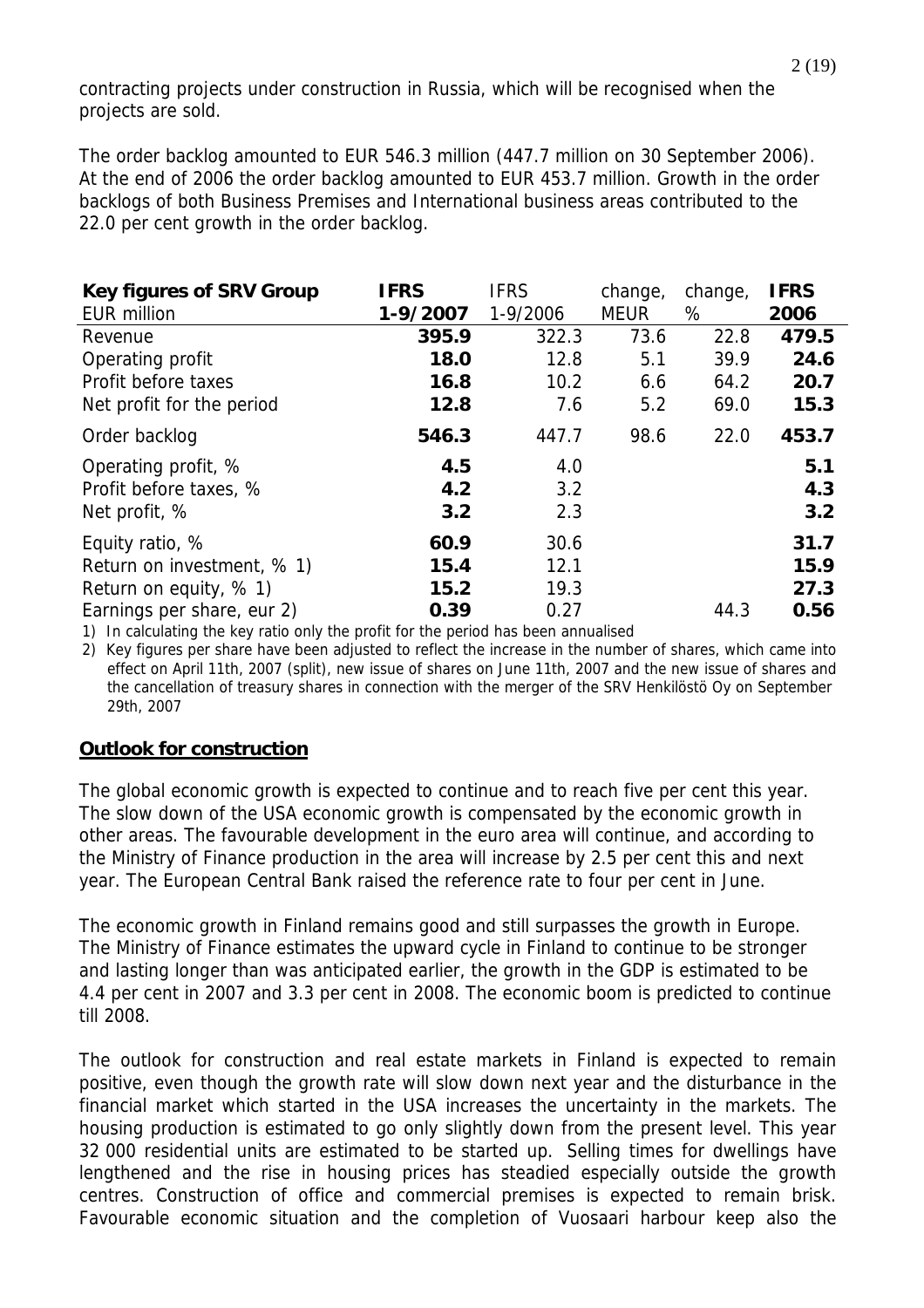contracting projects under construction in Russia, which will be recognised when the projects are sold.

The order backlog amounted to EUR 546.3 million (447.7 million on 30 September 2006). At the end of 2006 the order backlog amounted to EUR 453.7 million. Growth in the order backlogs of both Business Premises and International business areas contributed to the 22.0 per cent growth in the order backlog.

| **Key figures of SRV Group** EUR million | **IFRS 1-9/2007** | IFRS 1-9/2006 | change, MEUR | change, % | **IFRS 2006** |
|---|---|---|---|---|---|
| Revenue | **395.9** | 322.3 | 73.6 | 22.8 | **479.5** |
| Operating profit | **18.0** | 12.8 | 5.1 | 39.9 | **24.6** |
| Profit before taxes | **16.8** | 10.2 | 6.6 | 64.2 | **20.7** |
| Net profit for the period | **12.8** | 7.6 | 5.2 | 69.0 | **15.3** |
| Order backlog | **546.3** | 447.7 | 98.6 | 22.0 | **453.7** |
| Operating profit, % | **4.5** | 4.0 | | | **5.1** |
| Profit before taxes, % | **4.2** | 3.2 | | | **4.3** |
| Net profit, % | **3.2** | 2.3 | | | **3.2** |
| Equity ratio, % | **60.9** | 30.6 | | | **31.7** |
| Return on investment, % 1) | **15.4** | 12.1 | | | **15.9** |
| Return on equity, % 1) | **15.2** | 19.3 | | | **27.3** |
| Earnings per share, eur 2) | **0.39** | 0.27 | | 44.3 | **0.56** |

1) In calculating the key ratio only the profit for the period has been annualised

2) Key figures per share have been adjusted to reflect the increase in the number of shares, which came into effect on April 11th, 2007 (split), new issue of shares on June 11th, 2007 and the new issue of shares and the cancellation of treasury shares in connection with the merger of the SRV Henkilöstö Oy on September 29th, 2007

## Outlook for construction

The global economic growth is expected to continue and to reach five per cent this year. The slow down of the USA economic growth is compensated by the economic growth in other areas. The favourable development in the euro area will continue, and according to the Ministry of Finance production in the area will increase by 2.5 per cent this and next year. The European Central Bank raised the reference rate to four per cent in June.

The economic growth in Finland remains good and still surpasses the growth in Europe. The Ministry of Finance estimates the upward cycle in Finland to continue to be stronger and lasting longer than was anticipated earlier, the growth in the GDP is estimated to be 4.4 per cent in 2007 and 3.3 per cent in 2008. The economic boom is predicted to continue till 2008.

The outlook for construction and real estate markets in Finland is expected to remain positive, even though the growth rate will slow down next year and the disturbance in the financial market which started in the USA increases the uncertainty in the markets. The housing production is estimated to go only slightly down from the present level. This year 32 000 residential units are estimated to be started up. Selling times for dwellings have lengthened and the rise in housing prices has steadied especially outside the growth centres. Construction of office and commercial premises is expected to remain brisk. Favourable economic situation and the completion of Vuosaari harbour keep also the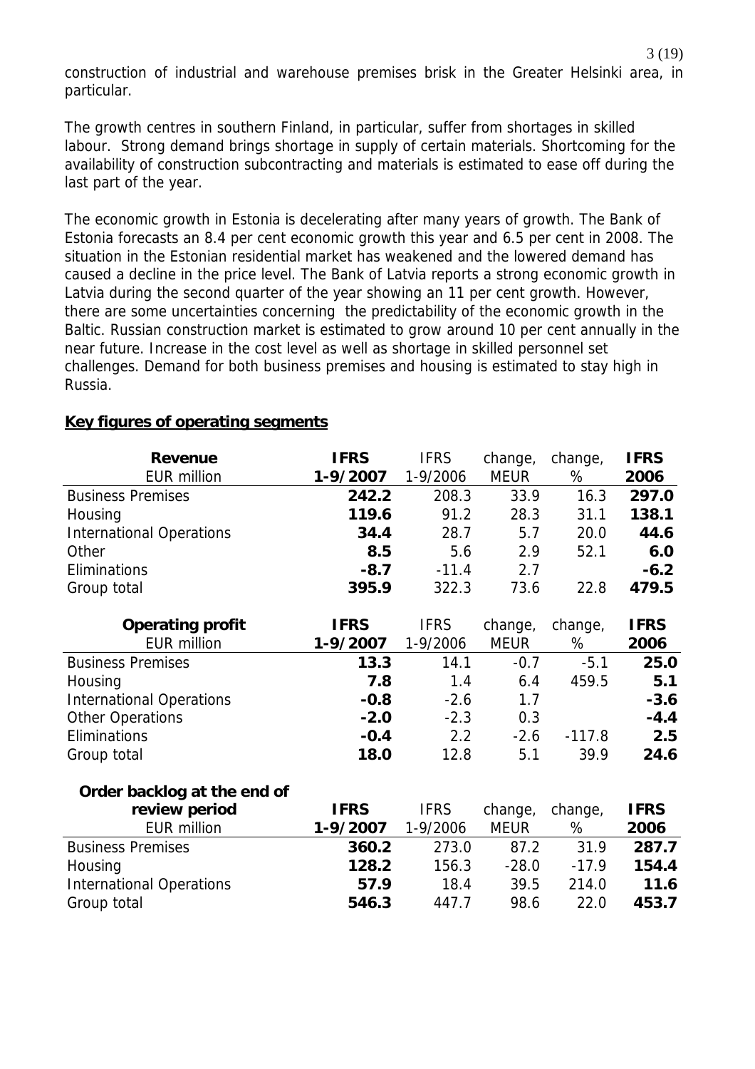construction of industrial and warehouse premises brisk in the Greater Helsinki area, in particular.

The growth centres in southern Finland, in particular, suffer from shortages in skilled labour. Strong demand brings shortage in supply of certain materials. Shortcoming for the availability of construction subcontracting and materials is estimated to ease off during the last part of the year.

The economic growth in Estonia is decelerating after many years of growth. The Bank of Estonia forecasts an 8.4 per cent economic growth this year and 6.5 per cent in 2008. The situation in the Estonian residential market has weakened and the lowered demand has caused a decline in the price level. The Bank of Latvia reports a strong economic growth in Latvia during the second quarter of the year showing an 11 per cent growth. However, there are some uncertainties concerning the predictability of the economic growth in the Baltic. Russian construction market is estimated to grow around 10 per cent annually in the near future. Increase in the cost level as well as shortage in skilled personnel set challenges. Demand for both business premises and housing is estimated to stay high in Russia.

## Key figures of operating segments

| **Revenue**<br>EUR million | **IFRS**<br>**1-9/2007** | IFRS<br>1-9/2006 | change,<br>MEUR | change,<br>% | **IFRS**<br>**2006** |
|---|---|---|---|---|---|
| Business Premises | **242.2** | 208.3 | 33.9 | 16.3 | **297.0** |
| Housing | **119.6** | 91.2 | 28.3 | 31.1 | **138.1** |
| International Operations | **34.4** | 28.7 | 5.7 | 20.0 | **44.6** |
| Other | **8.5** | 5.6 | 2.9 | 52.1 | **6.0** |
| Eliminations | **-8.7** | -11.4 | 2.7 | | **-6.2** |
| Group total | **395.9** | 322.3 | 73.6 | 22.8 | **479.5** |

| **Operating profit**<br>EUR million | **IFRS**<br>**1-9/2007** | IFRS<br>1-9/2006 | change,<br>MEUR | change,<br>% | **IFRS**<br>**2006** |
|---|---|---|---|---|---|
| Business Premises | **13.3** | 14.1 | -0.7 | -5.1 | **25.0** |
| Housing | **7.8** | 1.4 | 6.4 | 459.5 | **5.1** |
| International Operations | **-0.8** | -2.6 | 1.7 | | **-3.6** |
| Other Operations | **-2.0** | -2.3 | 0.3 | | **-4.4** |
| Eliminations | **-0.4** | 2.2 | -2.6 | -117.8 | **2.5** |
| Group total | **18.0** | 12.8 | 5.1 | 39.9 | **24.6** |

| **Order backlog at the end of review period**<br>EUR million | **IFRS**<br>**1-9/2007** | IFRS<br>1-9/2006 | change,<br>MEUR | change,<br>% | **IFRS**<br>**2006** |
|---|---|---|---|---|---|
| Business Premises | **360.2** | 273.0 | 87.2 | 31.9 | **287.7** |
| Housing | **128.2** | 156.3 | -28.0 | -17.9 | **154.4** |
| International Operations | **57.9** | 18.4 | 39.5 | 214.0 | **11.6** |
| Group total | **546.3** | 447.7 | 98.6 | 22.0 | **453.7** |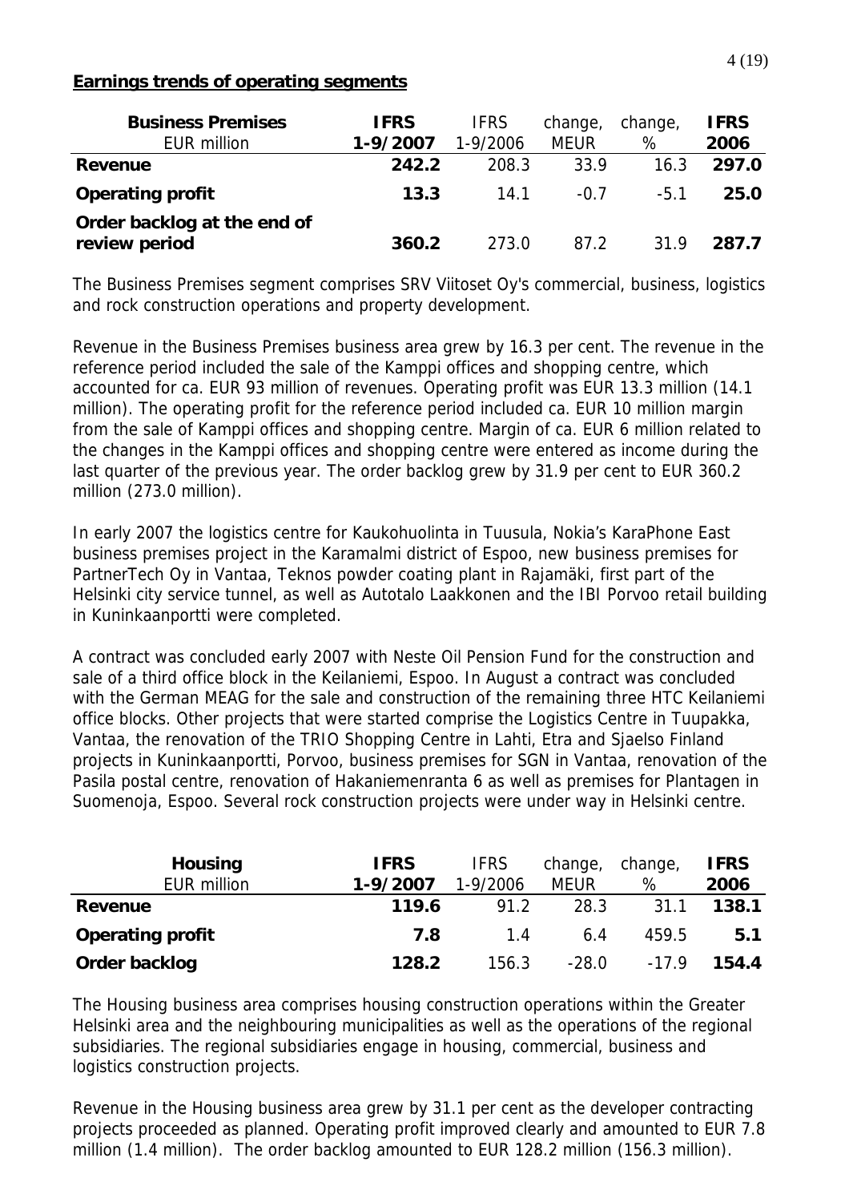## Earnings trends of operating segments

| **Business Premises**<br>EUR million | **IFRS**<br>**1-9/2007** | IFRS<br>1-9/2006 | change,<br>MEUR | change,<br>% | **IFRS**<br>**2006** |
|---|---|---|---|---|---|
| **Revenue** | **242.2** | 208.3 | 33.9 | 16.3 | **297.0** |
| **Operating profit** | **13.3** | 14.1 | -0.7 | -5.1 | **25.0** |
| **Order backlog at the end of review period** | **360.2** | 273.0 | 87.2 | 31.9 | **287.7** |

The Business Premises segment comprises SRV Viitoset Oy's commercial, business, logistics and rock construction operations and property development.

Revenue in the Business Premises business area grew by 16.3 per cent. The revenue in the reference period included the sale of the Kamppi offices and shopping centre, which accounted for ca. EUR 93 million of revenues. Operating profit was EUR 13.3 million (14.1 million). The operating profit for the reference period included ca. EUR 10 million margin from the sale of Kamppi offices and shopping centre. Margin of ca. EUR 6 million related to the changes in the Kamppi offices and shopping centre were entered as income during the last quarter of the previous year. The order backlog grew by 31.9 per cent to EUR 360.2 million (273.0 million).

In early 2007 the logistics centre for Kaukohuolinta in Tuusula, Nokia's KaraPhone East business premises project in the Karamalmi district of Espoo, new business premises for PartnerTech Oy in Vantaa, Teknos powder coating plant in Rajamäki, first part of the Helsinki city service tunnel, as well as Autotalo Laakkonen and the IBI Porvoo retail building in Kuninkaanportti were completed.

A contract was concluded early 2007 with Neste Oil Pension Fund for the construction and sale of a third office block in the Keilaniemi, Espoo. In August a contract was concluded with the German MEAG for the sale and construction of the remaining three HTC Keilaniemi office blocks. Other projects that were started comprise the Logistics Centre in Tuupakka, Vantaa, the renovation of the TRIO Shopping Centre in Lahti, Etra and Sjaelso Finland projects in Kuninkaanportti, Porvoo, business premises for SGN in Vantaa, renovation of the Pasila postal centre, renovation of Hakaniemenranta 6 as well as premises for Plantagen in Suomenoja, Espoo. Several rock construction projects were under way in Helsinki centre.

| **Housing**<br>EUR million | **IFRS**<br>**1-9/2007** | IFRS<br>1-9/2006 | change,<br>MEUR | change,<br>% | **IFRS**<br>**2006** |
|---|---|---|---|---|---|
| **Revenue** | **119.6** | 91.2 | 28.3 | 31.1 | **138.1** |
| **Operating profit** | **7.8** | 1.4 | 6.4 | 459.5 | **5.1** |
| **Order backlog** | **128.2** | 156.3 | -28.0 | -17.9 | **154.4** |

The Housing business area comprises housing construction operations within the Greater Helsinki area and the neighbouring municipalities as well as the operations of the regional subsidiaries. The regional subsidiaries engage in housing, commercial, business and logistics construction projects.

Revenue in the Housing business area grew by 31.1 per cent as the developer contracting projects proceeded as planned. Operating profit improved clearly and amounted to EUR 7.8 million (1.4 million). The order backlog amounted to EUR 128.2 million (156.3 million).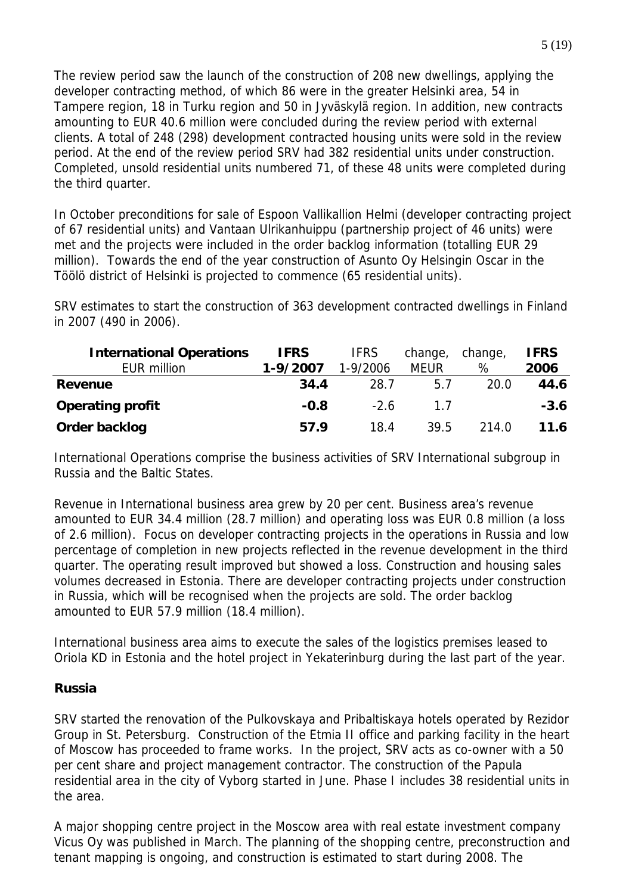The review period saw the launch of the construction of 208 new dwellings, applying the developer contracting method, of which 86 were in the greater Helsinki area, 54 in Tampere region, 18 in Turku region and 50 in Jyväskylä region. In addition, new contracts amounting to EUR 40.6 million were concluded during the review period with external clients. A total of 248 (298) development contracted housing units were sold in the review period. At the end of the review period SRV had 382 residential units under construction. Completed, unsold residential units numbered 71, of these 48 units were completed during the third quarter.

In October preconditions for sale of Espoon Vallikallion Helmi (developer contracting project of 67 residential units) and Vantaan Ulrikanhuippu (partnership project of 46 units) were met and the projects were included in the order backlog information (totalling EUR 29 million). Towards the end of the year construction of Asunto Oy Helsingin Oscar in the Töölö district of Helsinki is projected to commence (65 residential units).

SRV estimates to start the construction of 363 development contracted dwellings in Finland in 2007 (490 in 2006).

| **International Operations**<br>EUR million | **IFRS**<br>**1-9/2007** | IFRS<br>1-9/2006 | change,<br>MEUR | change,<br>% | **IFRS**<br>**2006** |
|---|---|---|---|---|---|
| **Revenue** | **34.4** | 28.7 | 5.7 | 20.0 | **44.6** |
| **Operating profit** | **-0.8** | -2.6 | 1.7 | | **-3.6** |
| **Order backlog** | **57.9** | 18.4 | 39.5 | 214.0 | **11.6** |

International Operations comprise the business activities of SRV International subgroup in Russia and the Baltic States.

Revenue in International business area grew by 20 per cent. Business area's revenue amounted to EUR 34.4 million (28.7 million) and operating loss was EUR 0.8 million (a loss of 2.6 million). Focus on developer contracting projects in the operations in Russia and low percentage of completion in new projects reflected in the revenue development in the third quarter. The operating result improved but showed a loss. Construction and housing sales volumes decreased in Estonia. There are developer contracting projects under construction in Russia, which will be recognised when the projects are sold. The order backlog amounted to EUR 57.9 million (18.4 million).

International business area aims to execute the sales of the logistics premises leased to Oriola KD in Estonia and the hotel project in Yekaterinburg during the last part of the year.

### Russia

SRV started the renovation of the Pulkovskaya and Pribaltiskaya hotels operated by Rezidor Group in St. Petersburg. Construction of the Etmia II office and parking facility in the heart of Moscow has proceeded to frame works. In the project, SRV acts as co-owner with a 50 per cent share and project management contractor. The construction of the Papula residential area in the city of Vyborg started in June. Phase I includes 38 residential units in the area.

A major shopping centre project in the Moscow area with real estate investment company Vicus Oy was published in March. The planning of the shopping centre, preconstruction and tenant mapping is ongoing, and construction is estimated to start during 2008. The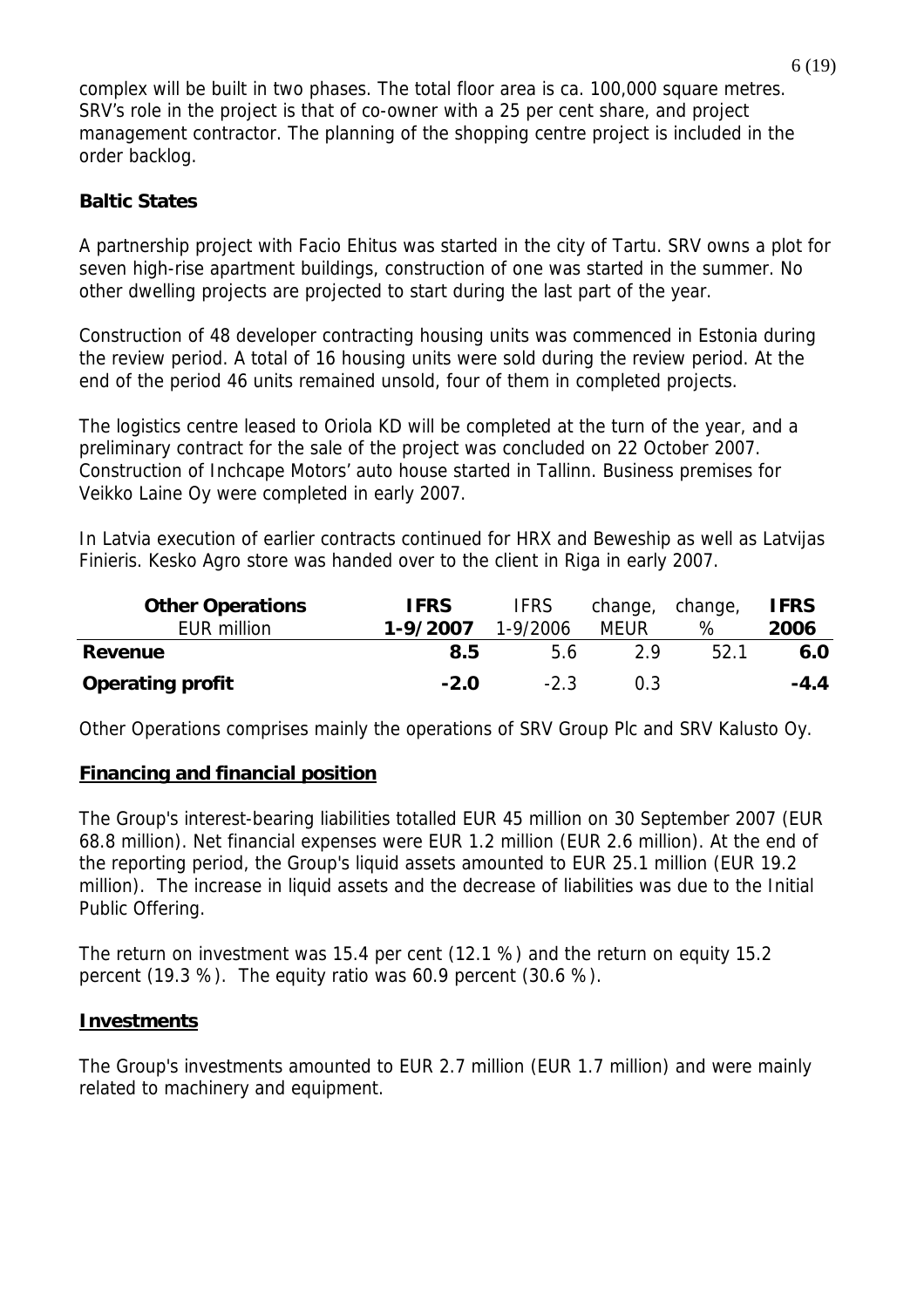complex will be built in two phases. The total floor area is ca. 100,000 square metres. SRV's role in the project is that of co-owner with a 25 per cent share, and project management contractor. The planning of the shopping centre project is included in the order backlog.

**Baltic States**

A partnership project with Facio Ehitus was started in the city of Tartu. SRV owns a plot for seven high-rise apartment buildings, construction of one was started in the summer. No other dwelling projects are projected to start during the last part of the year.

Construction of 48 developer contracting housing units was commenced in Estonia during the review period. A total of 16 housing units were sold during the review period. At the end of the period 46 units remained unsold, four of them in completed projects.

The logistics centre leased to Oriola KD will be completed at the turn of the year, and a preliminary contract for the sale of the project was concluded on 22 October 2007. Construction of Inchcape Motors' auto house started in Tallinn. Business premises for Veikko Laine Oy were completed in early 2007.

In Latvia execution of earlier contracts continued for HRX and Beweship as well as Latvijas Finieris. Kesko Agro store was handed over to the client in Riga in early 2007.

| **Other Operations**<br>EUR million | **IFRS**<br>**1-9/2007** | IFRS<br>1-9/2006 | change,<br>MEUR | change,<br>% | **IFRS**<br>**2006** |
|---|---|---|---|---|---|
| **Revenue** | **8.5** | 5.6 | 2.9 | 52.1 | **6.0** |
| **Operating profit** | **-2.0** | -2.3 | 0.3 | | **-4.4** |

Other Operations comprises mainly the operations of SRV Group Plc and SRV Kalusto Oy.

## Financing and financial position

The Group's interest-bearing liabilities totalled EUR 45 million on 30 September 2007 (EUR 68.8 million). Net financial expenses were EUR 1.2 million (EUR 2.6 million). At the end of the reporting period, the Group's liquid assets amounted to EUR 25.1 million (EUR 19.2 million). The increase in liquid assets and the decrease of liabilities was due to the Initial Public Offering.

The return on investment was 15.4 per cent (12.1 %) and the return on equity 15.2 percent (19.3 %). The equity ratio was 60.9 percent (30.6 %).

## Investments

The Group's investments amounted to EUR 2.7 million (EUR 1.7 million) and were mainly related to machinery and equipment.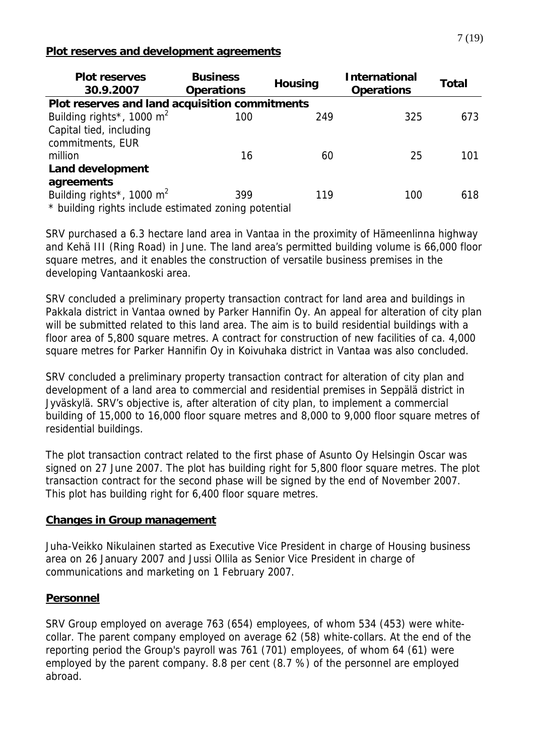## Plot reserves and development agreements

| Plot reserves 30.9.2007 | Business Operations | Housing | International Operations | Total |
|---|---|---|---|---|
| **Plot reserves and land acquisition commitments** | | | | |
| Building rights*, 1000 $m^2$ | 100 | 249 | 325 | 673 |
| Capital tied, including commitments, EUR million | 16 | 60 | 25 | 101 |
| **Land development agreements** | | | | |
| Building rights*, 1000 $m^2$ | 399 | 119 | 100 | 618 |

* building rights include estimated zoning potential

SRV purchased a 6.3 hectare land area in Vantaa in the proximity of Hämeenlinna highway and Kehä III (Ring Road) in June. The land area's permitted building volume is 66,000 floor square metres, and it enables the construction of versatile business premises in the developing Vantaankoski area.

SRV concluded a preliminary property transaction contract for land area and buildings in Pakkala district in Vantaa owned by Parker Hannifin Oy. An appeal for alteration of city plan will be submitted related to this land area. The aim is to build residential buildings with a floor area of 5,800 square metres. A contract for construction of new facilities of ca. 4,000 square metres for Parker Hannifin Oy in Koivuhaka district in Vantaa was also concluded.

SRV concluded a preliminary property transaction contract for alteration of city plan and development of a land area to commercial and residential premises in Seppälä district in Jyväskylä. SRV's objective is, after alteration of city plan, to implement a commercial building of 15,000 to 16,000 floor square metres and 8,000 to 9,000 floor square metres of residential buildings.

The plot transaction contract related to the first phase of Asunto Oy Helsingin Oscar was signed on 27 June 2007. The plot has building right for 5,800 floor square metres. The plot transaction contract for the second phase will be signed by the end of November 2007. This plot has building right for 6,400 floor square metres.

## Changes in Group management

Juha-Veikko Nikulainen started as Executive Vice President in charge of Housing business area on 26 January 2007 and Jussi Ollila as Senior Vice President in charge of communications and marketing on 1 February 2007.

## Personnel

SRV Group employed on average 763 (654) employees, of whom 534 (453) were white-collar. The parent company employed on average 62 (58) white-collars. At the end of the reporting period the Group's payroll was 761 (701) employees, of whom 64 (61) were employed by the parent company. 8.8 per cent (8.7 %) of the personnel are employed abroad.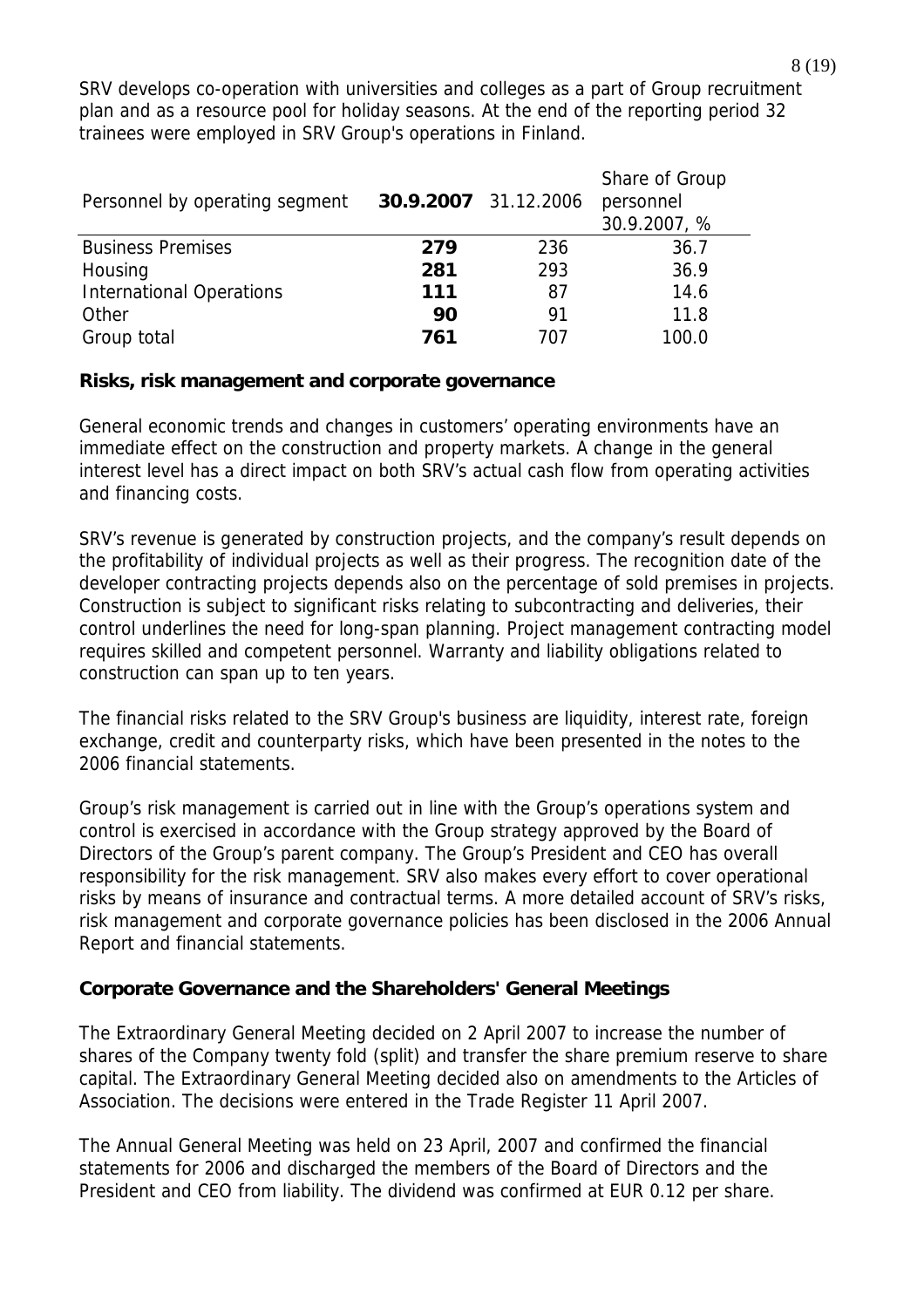SRV develops co-operation with universities and colleges as a part of Group recruitment plan and as a resource pool for holiday seasons. At the end of the reporting period 32 trainees were employed in SRV Group's operations in Finland.

| Personnel by operating segment | **30.9.2007** | 31.12.2006 | Share of Group personnel 30.9.2007, % |
|---|---|---|---|
| Business Premises | **279** | 236 | 36.7 |
| Housing | **281** | 293 | 36.9 |
| International Operations | **111** | 87 | 14.6 |
| Other | **90** | 91 | 11.8 |
| Group total | **761** | 707 | 100.0 |

**Risks, risk management and corporate governance**

General economic trends and changes in customers' operating environments have an immediate effect on the construction and property markets. A change in the general interest level has a direct impact on both SRV's actual cash flow from operating activities and financing costs.

SRV's revenue is generated by construction projects, and the company's result depends on the profitability of individual projects as well as their progress. The recognition date of the developer contracting projects depends also on the percentage of sold premises in projects. Construction is subject to significant risks relating to subcontracting and deliveries, their control underlines the need for long-span planning. Project management contracting model requires skilled and competent personnel. Warranty and liability obligations related to construction can span up to ten years.

The financial risks related to the SRV Group's business are liquidity, interest rate, foreign exchange, credit and counterparty risks, which have been presented in the notes to the 2006 financial statements.

Group's risk management is carried out in line with the Group's operations system and control is exercised in accordance with the Group strategy approved by the Board of Directors of the Group's parent company. The Group's President and CEO has overall responsibility for the risk management. SRV also makes every effort to cover operational risks by means of insurance and contractual terms. A more detailed account of SRV's risks, risk management and corporate governance policies has been disclosed in the 2006 Annual Report and financial statements.

**Corporate Governance and the Shareholders' General Meetings**

The Extraordinary General Meeting decided on 2 April 2007 to increase the number of shares of the Company twenty fold (split) and transfer the share premium reserve to share capital. The Extraordinary General Meeting decided also on amendments to the Articles of Association. The decisions were entered in the Trade Register 11 April 2007.

The Annual General Meeting was held on 23 April, 2007 and confirmed the financial statements for 2006 and discharged the members of the Board of Directors and the President and CEO from liability. The dividend was confirmed at EUR 0.12 per share.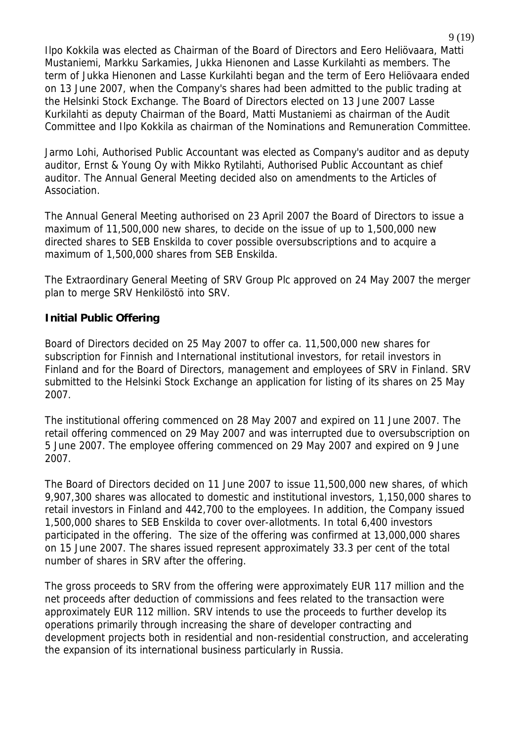Ilpo Kokkila was elected as Chairman of the Board of Directors and Eero Heliövaara, Matti Mustaniemi, Markku Sarkamies, Jukka Hienonen and Lasse Kurkilahti as members. The term of Jukka Hienonen and Lasse Kurkilahti began and the term of Eero Heliövaara ended on 13 June 2007, when the Company's shares had been admitted to the public trading at the Helsinki Stock Exchange. The Board of Directors elected on 13 June 2007 Lasse Kurkilahti as deputy Chairman of the Board, Matti Mustaniemi as chairman of the Audit Committee and Ilpo Kokkila as chairman of the Nominations and Remuneration Committee.

Jarmo Lohi, Authorised Public Accountant was elected as Company's auditor and as deputy auditor, Ernst & Young Oy with Mikko Rytilahti, Authorised Public Accountant as chief auditor. The Annual General Meeting decided also on amendments to the Articles of Association.

The Annual General Meeting authorised on 23 April 2007 the Board of Directors to issue a maximum of 11,500,000 new shares, to decide on the issue of up to 1,500,000 new directed shares to SEB Enskilda to cover possible oversubscriptions and to acquire a maximum of 1,500,000 shares from SEB Enskilda.

The Extraordinary General Meeting of SRV Group Plc approved on 24 May 2007 the merger plan to merge SRV Henkilöstö into SRV.

**Initial Public Offering**

Board of Directors decided on 25 May 2007 to offer ca. 11,500,000 new shares for subscription for Finnish and International institutional investors, for retail investors in Finland and for the Board of Directors, management and employees of SRV in Finland. SRV submitted to the Helsinki Stock Exchange an application for listing of its shares on 25 May 2007.

The institutional offering commenced on 28 May 2007 and expired on 11 June 2007. The retail offering commenced on 29 May 2007 and was interrupted due to oversubscription on 5 June 2007. The employee offering commenced on 29 May 2007 and expired on 9 June 2007.

The Board of Directors decided on 11 June 2007 to issue 11,500,000 new shares, of which 9,907,300 shares was allocated to domestic and institutional investors, 1,150,000 shares to retail investors in Finland and 442,700 to the employees. In addition, the Company issued 1,500,000 shares to SEB Enskilda to cover over-allotments. In total 6,400 investors participated in the offering. The size of the offering was confirmed at 13,000,000 shares on 15 June 2007. The shares issued represent approximately 33.3 per cent of the total number of shares in SRV after the offering.

The gross proceeds to SRV from the offering were approximately EUR 117 million and the net proceeds after deduction of commissions and fees related to the transaction were approximately EUR 112 million. SRV intends to use the proceeds to further develop its operations primarily through increasing the share of developer contracting and development projects both in residential and non-residential construction, and accelerating the expansion of its international business particularly in Russia.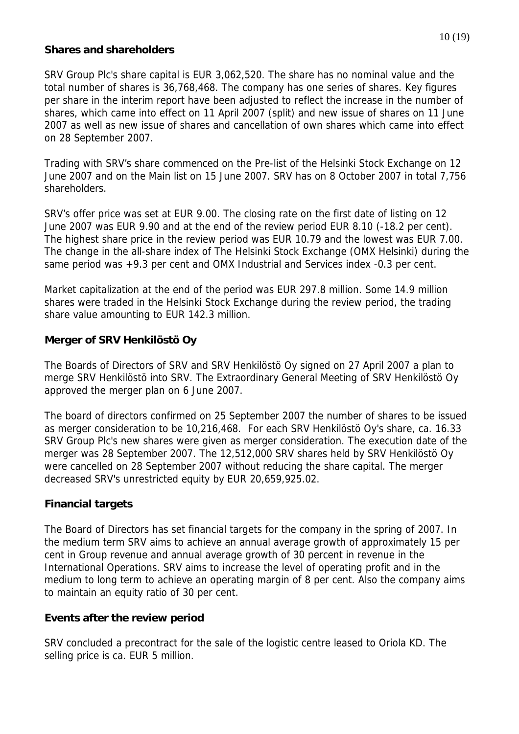## Shares and shareholders

SRV Group Plc's share capital is EUR 3,062,520. The share has no nominal value and the total number of shares is 36,768,468. The company has one series of shares. Key figures per share in the interim report have been adjusted to reflect the increase in the number of shares, which came into effect on 11 April 2007 (split) and new issue of shares on 11 June 2007 as well as new issue of shares and cancellation of own shares which came into effect on 28 September 2007.

Trading with SRV's share commenced on the Pre-list of the Helsinki Stock Exchange on 12 June 2007 and on the Main list on 15 June 2007. SRV has on 8 October 2007 in total 7,756 shareholders.

SRV's offer price was set at EUR 9.00. The closing rate on the first date of listing on 12 June 2007 was EUR 9.90 and at the end of the review period EUR 8.10 (-18.2 per cent). The highest share price in the review period was EUR 10.79 and the lowest was EUR 7.00. The change in the all-share index of The Helsinki Stock Exchange (OMX Helsinki) during the same period was +9.3 per cent and OMX Industrial and Services index -0.3 per cent.

Market capitalization at the end of the period was EUR 297.8 million. Some 14.9 million shares were traded in the Helsinki Stock Exchange during the review period, the trading share value amounting to EUR 142.3 million.

## Merger of SRV Henkilöstö Oy

The Boards of Directors of SRV and SRV Henkilöstö Oy signed on 27 April 2007 a plan to merge SRV Henkilöstö into SRV. The Extraordinary General Meeting of SRV Henkilöstö Oy approved the merger plan on 6 June 2007.

The board of directors confirmed on 25 September 2007 the number of shares to be issued as merger consideration to be 10,216,468. For each SRV Henkilöstö Oy's share, ca. 16.33 SRV Group Plc's new shares were given as merger consideration. The execution date of the merger was 28 September 2007. The 12,512,000 SRV shares held by SRV Henkilöstö Oy were cancelled on 28 September 2007 without reducing the share capital. The merger decreased SRV's unrestricted equity by EUR 20,659,925.02.

## Financial targets

The Board of Directors has set financial targets for the company in the spring of 2007. In the medium term SRV aims to achieve an annual average growth of approximately 15 per cent in Group revenue and annual average growth of 30 percent in revenue in the International Operations. SRV aims to increase the level of operating profit and in the medium to long term to achieve an operating margin of 8 per cent. Also the company aims to maintain an equity ratio of 30 per cent.

## Events after the review period

SRV concluded a precontract for the sale of the logistic centre leased to Oriola KD. The selling price is ca. EUR 5 million.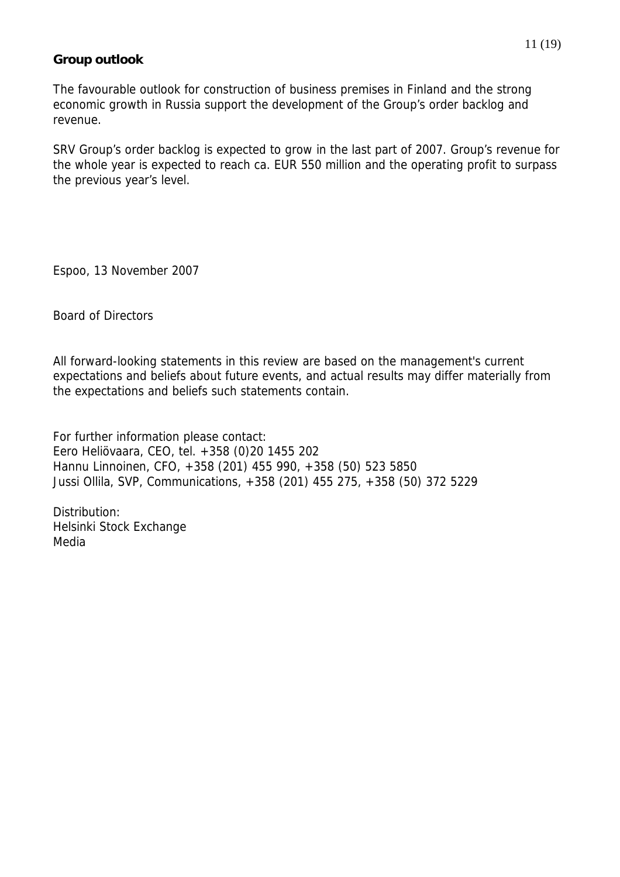## Group outlook

The favourable outlook for construction of business premises in Finland and the strong economic growth in Russia support the development of the Group's order backlog and revenue.

SRV Group's order backlog is expected to grow in the last part of 2007. Group's revenue for the whole year is expected to reach ca. EUR 550 million and the operating profit to surpass the previous year's level.

Espoo, 13 November 2007

Board of Directors

All forward-looking statements in this review are based on the management's current expectations and beliefs about future events, and actual results may differ materially from the expectations and beliefs such statements contain.

For further information please contact:
Eero Heliövaara, CEO, tel. +358 (0)20 1455 202
Hannu Linnoinen, CFO, +358 (201) 455 990, +358 (50) 523 5850
Jussi Ollila, SVP, Communications, +358 (201) 455 275, +358 (50) 372 5229

Distribution:
Helsinki Stock Exchange
Media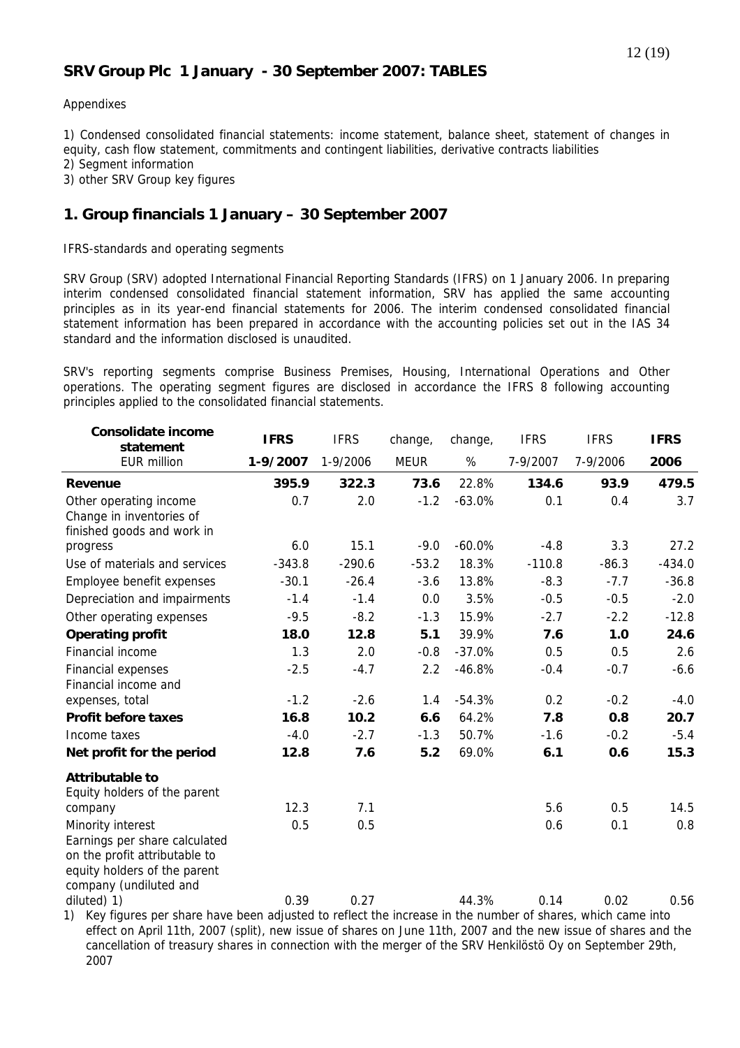## SRV Group Plc 1 January - 30 September 2007: TABLES

Appendixes

1) Condensed consolidated financial statements: income statement, balance sheet, statement of changes in equity, cash flow statement, commitments and contingent liabilities, derivative contracts liabilities
2) Segment information
3) other SRV Group key figures

## 1. Group financials 1 January – 30 September 2007

IFRS-standards and operating segments

SRV Group (SRV) adopted International Financial Reporting Standards (IFRS) on 1 January 2006. In preparing interim condensed consolidated financial statement information, SRV has applied the same accounting principles as in its year-end financial statements for 2006. The interim condensed consolidated financial statement information has been prepared in accordance with the accounting policies set out in the IAS 34 standard and the information disclosed is unaudited.

SRV's reporting segments comprise Business Premises, Housing, International Operations and Other operations. The operating segment figures are disclosed in accordance the IFRS 8 following accounting principles applied to the consolidated financial statements.

| **Consolidate income statement** | **IFRS** | IFRS | change, | change, | IFRS | IFRS | **IFRS** |
|---|---|---|---|---|---|---|---|
| EUR million | **1-9/2007** | 1-9/2006 | MEUR | % | 7-9/2007 | 7-9/2006 | **2006** |
| **Revenue** | **395.9** | **322.3** | **73.6** | 22.8% | **134.6** | **93.9** | **479.5** |
| Other operating income | 0.7 | 2.0 | -1.2 | -63.0% | 0.1 | 0.4 | 3.7 |
| Change in inventories of finished goods and work in progress | 6.0 | 15.1 | -9.0 | -60.0% | -4.8 | 3.3 | 27.2 |
| Use of materials and services | -343.8 | -290.6 | -53.2 | 18.3% | -110.8 | -86.3 | -434.0 |
| Employee benefit expenses | -30.1 | -26.4 | -3.6 | 13.8% | -8.3 | -7.7 | -36.8 |
| Depreciation and impairments | -1.4 | -1.4 | 0.0 | 3.5% | -0.5 | -0.5 | -2.0 |
| Other operating expenses | -9.5 | -8.2 | -1.3 | 15.9% | -2.7 | -2.2 | -12.8 |
| **Operating profit** | **18.0** | **12.8** | **5.1** | 39.9% | **7.6** | **1.0** | **24.6** |
| Financial income | 1.3 | 2.0 | -0.8 | -37.0% | 0.5 | 0.5 | 2.6 |
| Financial expenses | -2.5 | -4.7 | 2.2 | -46.8% | -0.4 | -0.7 | -6.6 |
| Financial income and expenses, total | -1.2 | -2.6 | 1.4 | -54.3% | 0.2 | -0.2 | -4.0 |
| **Profit before taxes** | **16.8** | **10.2** | **6.6** | 64.2% | **7.8** | **0.8** | **20.7** |
| Income taxes | -4.0 | -2.7 | -1.3 | 50.7% | -1.6 | -0.2 | -5.4 |
| **Net profit for the period** | **12.8** | **7.6** | **5.2** | 69.0% | **6.1** | **0.6** | **15.3** |
| **Attributable to** | | | | | | | |
| Equity holders of the parent company | 12.3 | 7.1 | | | 5.6 | 0.5 | 14.5 |
| Minority interest | 0.5 | 0.5 | | | 0.6 | 0.1 | 0.8 |
| Earnings per share calculated on the profit attributable to equity holders of the parent company (undiluted and diluted) 1) | 0.39 | 0.27 | | 44.3% | 0.14 | 0.02 | 0.56 |

1) Key figures per share have been adjusted to reflect the increase in the number of shares, which came into effect on April 11th, 2007 (split), new issue of shares on June 11th, 2007 and the new issue of shares and the cancellation of treasury shares in connection with the merger of the SRV Henkilöstö Oy on September 29th, 2007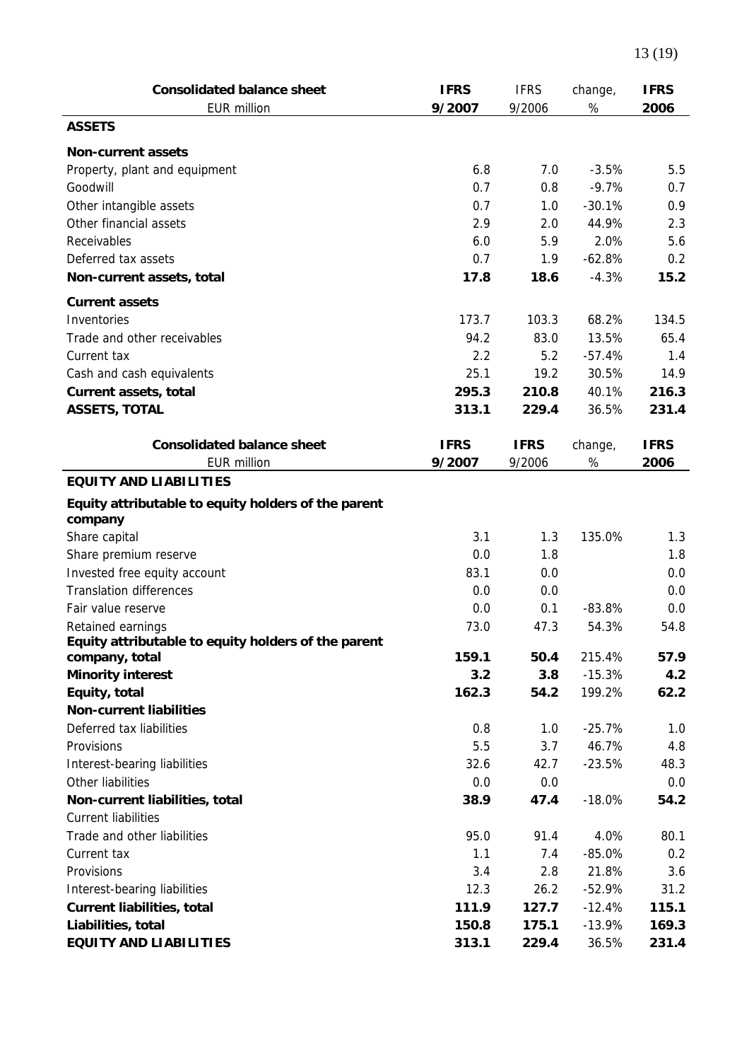| Consolidated balance sheet | IFRS | IFRS | change, | IFRS |
|---|---|---|---|---|
| EUR million | 9/2007 | 9/2006 | % | 2006 |
| **ASSETS** | | | | |
| **Non-current assets** | | | | |
| Property, plant and equipment | 6.8 | 7.0 | -3.5% | 5.5 |
| Goodwill | 0.7 | 0.8 | -9.7% | 0.7 |
| Other intangible assets | 0.7 | 1.0 | -30.1% | 0.9 |
| Other financial assets | 2.9 | 2.0 | 44.9% | 2.3 |
| Receivables | 6.0 | 5.9 | 2.0% | 5.6 |
| Deferred tax assets | 0.7 | 1.9 | -62.8% | 0.2 |
| **Non-current assets, total** | **17.8** | **18.6** | -4.3% | **15.2** |
| **Current assets** | | | | |
| Inventories | 173.7 | 103.3 | 68.2% | 134.5 |
| Trade and other receivables | 94.2 | 83.0 | 13.5% | 65.4 |
| Current tax | 2.2 | 5.2 | -57.4% | 1.4 |
| Cash and cash equivalents | 25.1 | 19.2 | 30.5% | 14.9 |
| **Current assets, total** | **295.3** | **210.8** | 40.1% | **216.3** |
| **ASSETS, TOTAL** | **313.1** | **229.4** | 36.5% | **231.4** |

| Consolidated balance sheet | IFRS | IFRS | change, | IFRS |
|---|---|---|---|---|
| EUR million | 9/2007 | 9/2006 | % | 2006 |
| **EQUITY AND LIABILITIES** | | | | |
| **Equity attributable to equity holders of the parent company** | | | | |
| Share capital | 3.1 | 1.3 | 135.0% | 1.3 |
| Share premium reserve | 0.0 | 1.8 | | 1.8 |
| Invested free equity account | 83.1 | 0.0 | | 0.0 |
| Translation differences | 0.0 | 0.0 | | 0.0 |
| Fair value reserve | 0.0 | 0.1 | -83.8% | 0.0 |
| Retained earnings | 73.0 | 47.3 | 54.3% | 54.8 |
| **Equity attributable to equity holders of the parent company, total** | **159.1** | **50.4** | 215.4% | **57.9** |
| **Minority interest** | **3.2** | **3.8** | -15.3% | **4.2** |
| **Equity, total** | **162.3** | **54.2** | 199.2% | **62.2** |
| **Non-current liabilities** | | | | |
| Deferred tax liabilities | 0.8 | 1.0 | -25.7% | 1.0 |
| Provisions | 5.5 | 3.7 | 46.7% | 4.8 |
| Interest-bearing liabilities | 32.6 | 42.7 | -23.5% | 48.3 |
| Other liabilities | 0.0 | 0.0 | | 0.0 |
| **Non-current liabilities, total** | **38.9** | **47.4** | -18.0% | **54.2** |
| Current liabilities | | | | |
| Trade and other liabilities | 95.0 | 91.4 | 4.0% | 80.1 |
| Current tax | 1.1 | 7.4 | -85.0% | 0.2 |
| Provisions | 3.4 | 2.8 | 21.8% | 3.6 |
| Interest-bearing liabilities | 12.3 | 26.2 | -52.9% | 31.2 |
| **Current liabilities, total** | **111.9** | **127.7** | -12.4% | **115.1** |
| **Liabilities, total** | **150.8** | **175.1** | -13.9% | **169.3** |
| **EQUITY AND LIABILITIES** | **313.1** | **229.4** | 36.5% | **231.4** |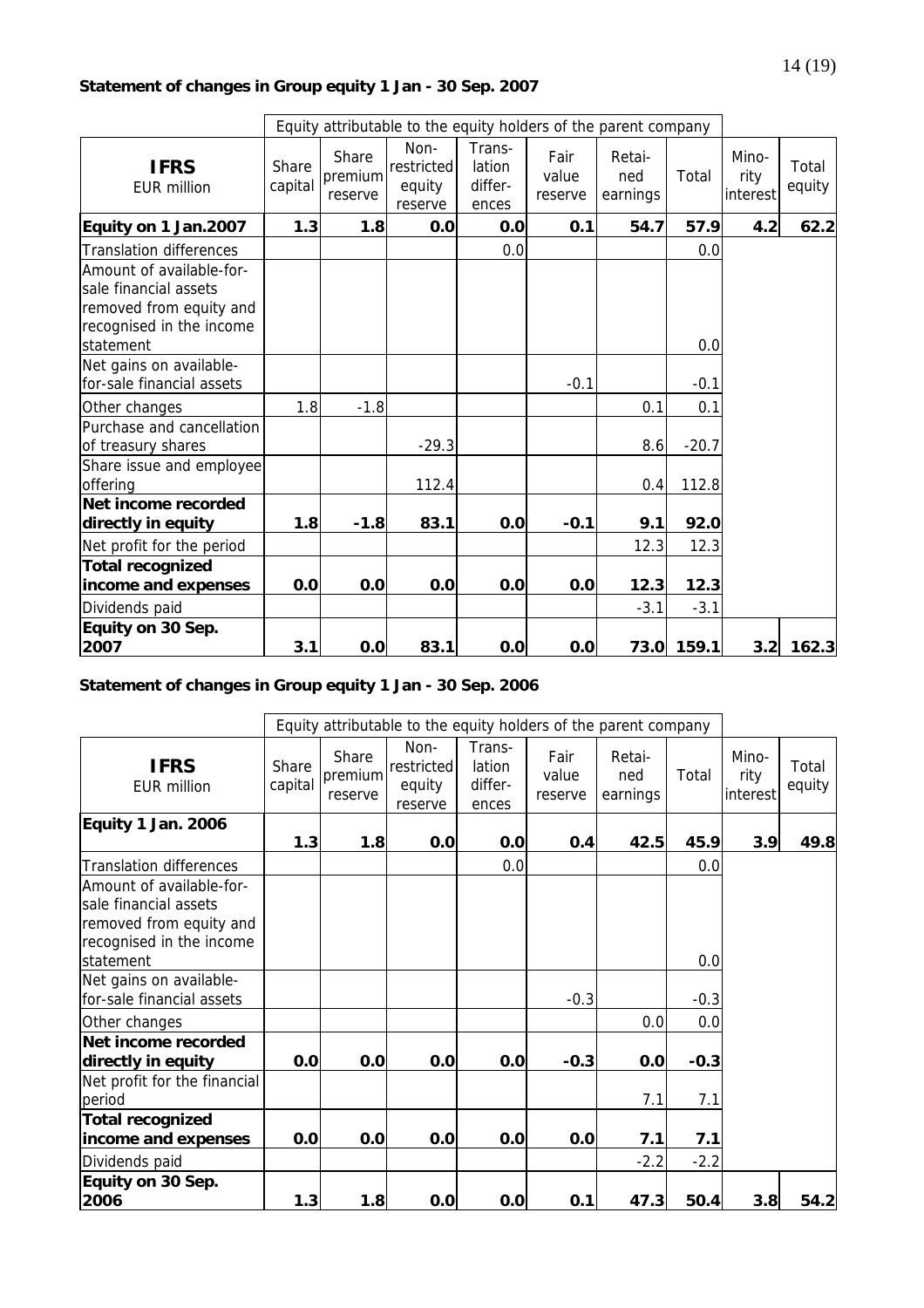**Statement of changes in Group equity 1 Jan - 30 Sep. 2007**

| | Equity attributable to the equity holders of the parent company | | | | | | | | |
|---|---|---|---|---|---|---|---|---|---|
| **IFRS** EUR million | Share capital | Share premium reserve | Non-restricted equity reserve | Translation differences | Fair value reserve | Retained earnings | Total | Minority interest | Total equity |
| **Equity on 1 Jan.2007** | **1.3** | **1.8** | **0.0** | **0.0** | **0.1** | **54.7** | **57.9** | **4.2** | **62.2** |
| Translation differences | | | | 0.0 | | | 0.0 | | |
| Amount of available-for-sale financial assets removed from equity and recognised in the income statement | | | | | | | 0.0 | | |
| Net gains on available-for-sale financial assets | | | | | -0.1 | | -0.1 | | |
| Other changes | 1.8 | -1.8 | | | | 0.1 | 0.1 | | |
| Purchase and cancellation of treasury shares | | | -29.3 | | | 8.6 | -20.7 | | |
| Share issue and employee offering | | | 112.4 | | | 0.4 | 112.8 | | |
| **Net income recorded directly in equity** | **1.8** | **-1.8** | **83.1** | **0.0** | **-0.1** | **9.1** | **92.0** | | |
| Net profit for the period | | | | | | 12.3 | 12.3 | | |
| **Total recognized income and expenses** | **0.0** | **0.0** | **0.0** | **0.0** | **0.0** | **12.3** | **12.3** | | |
| Dividends paid | | | | | | -3.1 | -3.1 | | |
| **Equity on 30 Sep. 2007** | **3.1** | **0.0** | **83.1** | **0.0** | **0.0** | **73.0** | **159.1** | **3.2** | **162.3** |

**Statement of changes in Group equity 1 Jan - 30 Sep. 2006**

| | Equity attributable to the equity holders of the parent company | | | | | | | | |
|---|---|---|---|---|---|---|---|---|---|
| **IFRS** EUR million | Share capital | Share premium reserve | Non-restricted equity reserve | Translation differences | Fair value reserve | Retained earnings | Total | Minority interest | Total equity |
| **Equity 1 Jan. 2006** | **1.3** | **1.8** | **0.0** | **0.0** | **0.4** | **42.5** | **45.9** | **3.9** | **49.8** |
| Translation differences | | | | 0.0 | | | 0.0 | | |
| Amount of available-for-sale financial assets removed from equity and recognised in the income statement | | | | | | | 0.0 | | |
| Net gains on available-for-sale financial assets | | | | | -0.3 | | -0.3 | | |
| Other changes | | | | | | 0.0 | 0.0 | | |
| **Net income recorded directly in equity** | **0.0** | **0.0** | **0.0** | **0.0** | **-0.3** | **0.0** | **-0.3** | | |
| Net profit for the financial period | | | | | | 7.1 | 7.1 | | |
| **Total recognized income and expenses** | **0.0** | **0.0** | **0.0** | **0.0** | **0.0** | **7.1** | **7.1** | | |
| Dividends paid | | | | | | -2.2 | -2.2 | | |
| **Equity on 30 Sep. 2006** | **1.3** | **1.8** | **0.0** | **0.0** | **0.1** | **47.3** | **50.4** | **3.8** | **54.2** |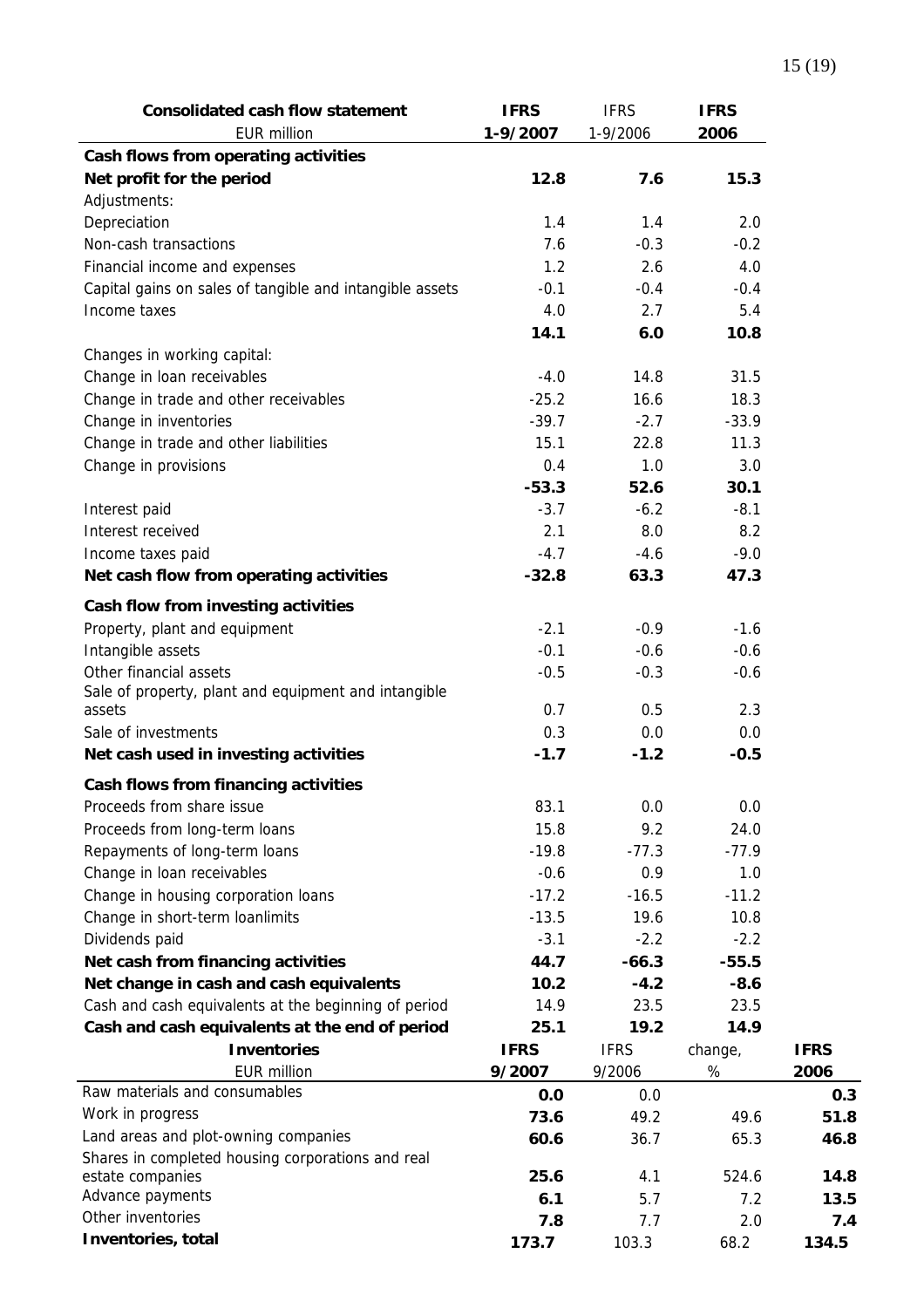| Consolidated cash flow statement | IFRS | IFRS | IFRS |
|---|---|---|---|
| EUR million | 1-9/2007 | 1-9/2006 | 2006 |
| **Cash flows from operating activities** | | | |
| **Net profit for the period** | **12.8** | **7.6** | **15.3** |
| Adjustments: | | | |
| Depreciation | 1.4 | 1.4 | 2.0 |
| Non-cash transactions | 7.6 | -0.3 | -0.2 |
| Financial income and expenses | 1.2 | 2.6 | 4.0 |
| Capital gains on sales of tangible and intangible assets | -0.1 | -0.4 | -0.4 |
| Income taxes | 4.0 | 2.7 | 5.4 |
| | **14.1** | **6.0** | **10.8** |
| Changes in working capital: | | | |
| Change in loan receivables | -4.0 | 14.8 | 31.5 |
| Change in trade and other receivables | -25.2 | 16.6 | 18.3 |
| Change in inventories | -39.7 | -2.7 | -33.9 |
| Change in trade and other liabilities | 15.1 | 22.8 | 11.3 |
| Change in provisions | 0.4 | 1.0 | 3.0 |
| | **-53.3** | **52.6** | **30.1** |
| Interest paid | -3.7 | -6.2 | -8.1 |
| Interest received | 2.1 | 8.0 | 8.2 |
| Income taxes paid | -4.7 | -4.6 | -9.0 |
| **Net cash flow from operating activities** | **-32.8** | **63.3** | **47.3** |
| **Cash flow from investing activities** | | | |
| Property, plant and equipment | -2.1 | -0.9 | -1.6 |
| Intangible assets | -0.1 | -0.6 | -0.6 |
| Other financial assets | -0.5 | -0.3 | -0.6 |
| Sale of property, plant and equipment and intangible assets | 0.7 | 0.5 | 2.3 |
| Sale of investments | 0.3 | 0.0 | 0.0 |
| **Net cash used in investing activities** | **-1.7** | **-1.2** | **-0.5** |
| **Cash flows from financing activities** | | | |
| Proceeds from share issue | 83.1 | 0.0 | 0.0 |
| Proceeds from long-term loans | 15.8 | 9.2 | 24.0 |
| Repayments of long-term loans | -19.8 | -77.3 | -77.9 |
| Change in loan receivables | -0.6 | 0.9 | 1.0 |
| Change in housing corporation loans | -17.2 | -16.5 | -11.2 |
| Change in short-term loanlimits | -13.5 | 19.6 | 10.8 |
| Dividends paid | -3.1 | -2.2 | -2.2 |
| **Net cash from financing activities** | **44.7** | **-66.3** | **-55.5** |
| **Net change in cash and cash equivalents** | **10.2** | **-4.2** | **-8.6** |
| Cash and cash equivalents at the beginning of period | 14.9 | 23.5 | 23.5 |
| **Cash and cash equivalents at the end of period** | **25.1** | **19.2** | **14.9** |

| Inventories | IFRS | IFRS | change, | IFRS |
|---|---|---|---|---|
| EUR million | 9/2007 | 9/2006 | % | 2006 |
| Raw materials and consumables | **0.0** | 0.0 | | **0.3** |
| Work in progress | **73.6** | 49.2 | 49.6 | **51.8** |
| Land areas and plot-owning companies | **60.6** | 36.7 | 65.3 | **46.8** |
| Shares in completed housing corporations and real estate companies | **25.6** | 4.1 | 524.6 | **14.8** |
| Advance payments | **6.1** | 5.7 | 7.2 | **13.5** |
| Other inventories | **7.8** | 7.7 | 2.0 | **7.4** |
| **Inventories, total** | **173.7** | 103.3 | 68.2 | **134.5** |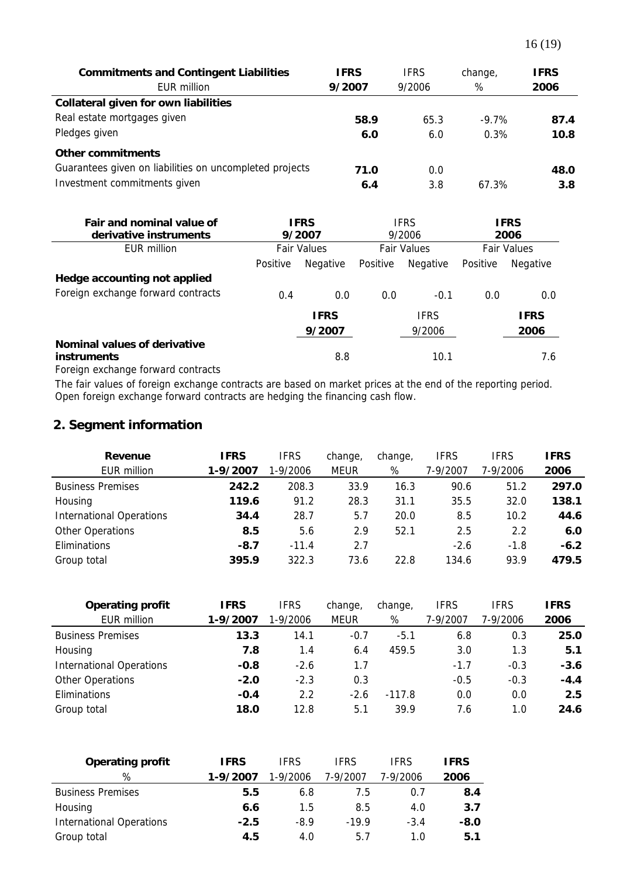| **Commitments and Contingent Liabilities** | **IFRS** | IFRS | change, | **IFRS** |
|---|---|---|---|---|
| EUR million | **9/2007** | 9/2006 | % | **2006** |
| **Collateral given for own liabilities** | | | | |
| Real estate mortgages given | **58.9** | 65.3 | -9.7% | **87.4** |
| Pledges given | **6.0** | 6.0 | 0.3% | **10.8** |
| **Other commitments** | | | | |
| Guarantees given on liabilities on uncompleted projects | **71.0** | 0.0 | | **48.0** |
| Investment commitments given | **6.4** | 3.8 | 67.3% | **3.8** |

| **Fair and nominal value of derivative instruments** | **IFRS 9/2007** | | IFRS 9/2006 | | **IFRS 2006** | |
|---|---|---|---|---|---|---|
| EUR million | Fair Values | | Fair Values | | Fair Values | |
| | Positive | Negative | Positive | Negative | Positive | Negative |
| **Hedge accounting not applied** | | | | | | |
| Foreign exchange forward contracts | 0.4 | 0.0 | 0.0 | -0.1 | 0.0 | 0.0 |

| | **IFRS 9/2007** | IFRS 9/2006 | **IFRS 2006** |
|---|---|---|---|
| **Nominal values of derivative instruments** | | | |
| Foreign exchange forward contracts | 8.8 | 10.1 | 7.6 |

The fair values of foreign exchange contracts are based on market prices at the end of the reporting period. Open foreign exchange forward contracts are hedging the financing cash flow.

## 2. Segment information

| **Revenue** | **IFRS** | IFRS | change, | change, | IFRS | IFRS | **IFRS** |
|---|---|---|---|---|---|---|---|
| EUR million | **1-9/2007** | 1-9/2006 | MEUR | % | 7-9/2007 | 7-9/2006 | **2006** |
| Business Premises | **242.2** | 208.3 | 33.9 | 16.3 | 90.6 | 51.2 | **297.0** |
| Housing | **119.6** | 91.2 | 28.3 | 31.1 | 35.5 | 32.0 | **138.1** |
| International Operations | **34.4** | 28.7 | 5.7 | 20.0 | 8.5 | 10.2 | **44.6** |
| Other Operations | **8.5** | 5.6 | 2.9 | 52.1 | 2.5 | 2.2 | **6.0** |
| Eliminations | **-8.7** | -11.4 | 2.7 | | -2.6 | -1.8 | **-6.2** |
| Group total | **395.9** | 322.3 | 73.6 | 22.8 | 134.6 | 93.9 | **479.5** |

| **Operating profit** | **IFRS** | IFRS | change, | change, | IFRS | IFRS | **IFRS** |
|---|---|---|---|---|---|---|---|
| EUR million | **1-9/2007** | 1-9/2006 | MEUR | % | 7-9/2007 | 7-9/2006 | **2006** |
| Business Premises | **13.3** | 14.1 | -0.7 | -5.1 | 6.8 | 0.3 | **25.0** |
| Housing | **7.8** | 1.4 | 6.4 | 459.5 | 3.0 | 1.3 | **5.1** |
| International Operations | **-0.8** | -2.6 | 1.7 | | -1.7 | -0.3 | **-3.6** |
| Other Operations | **-2.0** | -2.3 | 0.3 | | -0.5 | -0.3 | **-4.4** |
| Eliminations | **-0.4** | 2.2 | -2.6 | -117.8 | 0.0 | 0.0 | **2.5** |
| Group total | **18.0** | 12.8 | 5.1 | 39.9 | 7.6 | 1.0 | **24.6** |

| **Operating profit** | **IFRS** | IFRS | IFRS | IFRS | **IFRS** |
|---|---|---|---|---|---|
| % | **1-9/2007** | 1-9/2006 | 7-9/2007 | 7-9/2006 | **2006** |
| Business Premises | **5.5** | 6.8 | 7.5 | 0.7 | **8.4** |
| Housing | **6.6** | 1.5 | 8.5 | 4.0 | **3.7** |
| International Operations | **-2.5** | -8.9 | -19.9 | -3.4 | **-8.0** |
| Group total | **4.5** | 4.0 | 5.7 | 1.0 | **5.1** |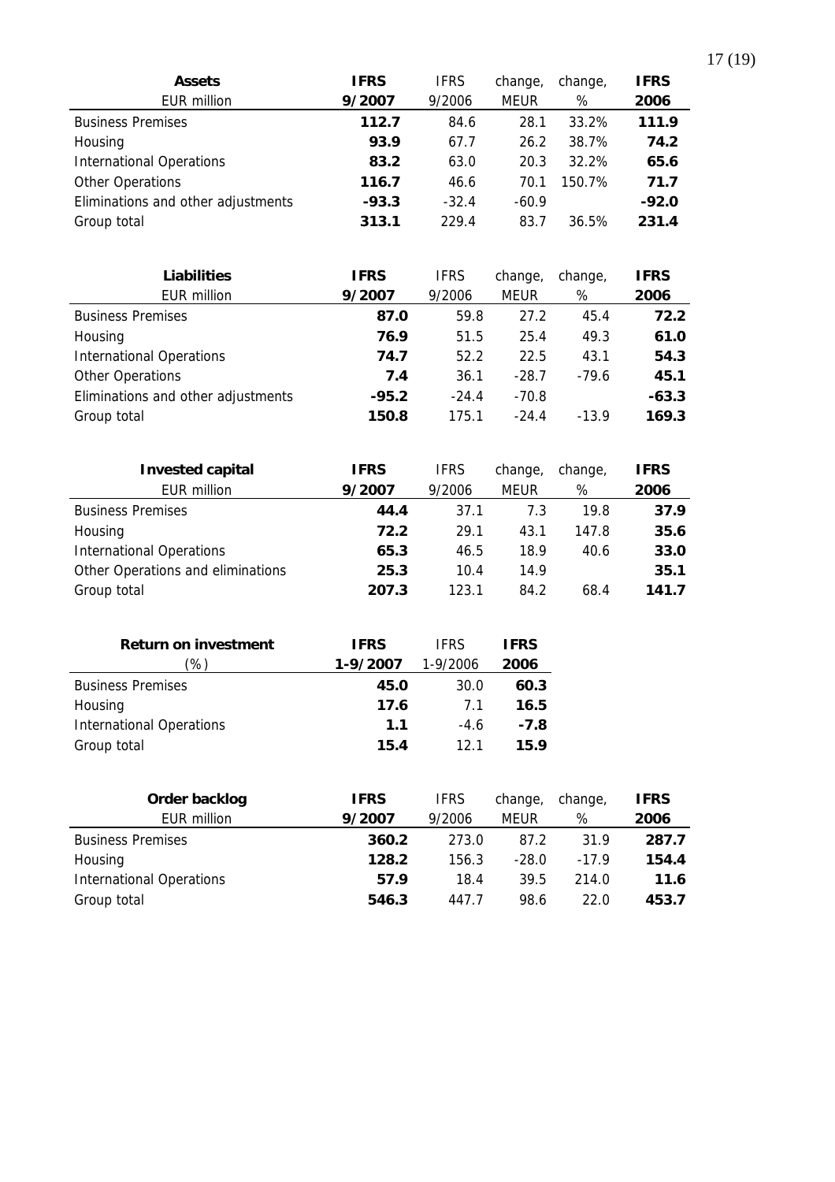| **Assets** | **IFRS** | IFRS | change, | change, | **IFRS** |
|---|---|---|---|---|---|
| EUR million | **9/2007** | 9/2006 | MEUR | % | **2006** |
| Business Premises | **112.7** | 84.6 | 28.1 | 33.2% | **111.9** |
| Housing | **93.9** | 67.7 | 26.2 | 38.7% | **74.2** |
| International Operations | **83.2** | 63.0 | 20.3 | 32.2% | **65.6** |
| Other Operations | **116.7** | 46.6 | 70.1 | 150.7% | **71.7** |
| Eliminations and other adjustments | **-93.3** | -32.4 | -60.9 | | **-92.0** |
| Group total | **313.1** | 229.4 | 83.7 | 36.5% | **231.4** |

| **Liabilities** | **IFRS** | IFRS | change, | change, | **IFRS** |
|---|---|---|---|---|---|
| EUR million | **9/2007** | 9/2006 | MEUR | % | **2006** |
| Business Premises | **87.0** | 59.8 | 27.2 | 45.4 | **72.2** |
| Housing | **76.9** | 51.5 | 25.4 | 49.3 | **61.0** |
| International Operations | **74.7** | 52.2 | 22.5 | 43.1 | **54.3** |
| Other Operations | **7.4** | 36.1 | -28.7 | -79.6 | **45.1** |
| Eliminations and other adjustments | **-95.2** | -24.4 | -70.8 | | **-63.3** |
| Group total | **150.8** | 175.1 | -24.4 | -13.9 | **169.3** |

| **Invested capital** | **IFRS** | IFRS | change, | change, | **IFRS** |
|---|---|---|---|---|---|
| EUR million | **9/2007** | 9/2006 | MEUR | % | **2006** |
| Business Premises | **44.4** | 37.1 | 7.3 | 19.8 | **37.9** |
| Housing | **72.2** | 29.1 | 43.1 | 147.8 | **35.6** |
| International Operations | **65.3** | 46.5 | 18.9 | 40.6 | **33.0** |
| Other Operations and eliminations | **25.3** | 10.4 | 14.9 | | **35.1** |
| Group total | **207.3** | 123.1 | 84.2 | 68.4 | **141.7** |

| **Return on investment** | **IFRS** | IFRS | **IFRS** |
|---|---|---|---|
| (%) | **1-9/2007** | 1-9/2006 | **2006** |
| Business Premises | **45.0** | 30.0 | **60.3** |
| Housing | **17.6** | 7.1 | **16.5** |
| International Operations | **1.1** | -4.6 | **-7.8** |
| Group total | **15.4** | 12.1 | **15.9** |

| **Order backlog** | **IFRS** | IFRS | change, | change, | **IFRS** |
|---|---|---|---|---|---|
| EUR million | **9/2007** | 9/2006 | MEUR | % | **2006** |
| Business Premises | **360.2** | 273.0 | 87.2 | 31.9 | **287.7** |
| Housing | **128.2** | 156.3 | -28.0 | -17.9 | **154.4** |
| International Operations | **57.9** | 18.4 | 39.5 | 214.0 | **11.6** |
| Group total | **546.3** | 447.7 | 98.6 | 22.0 | **453.7** |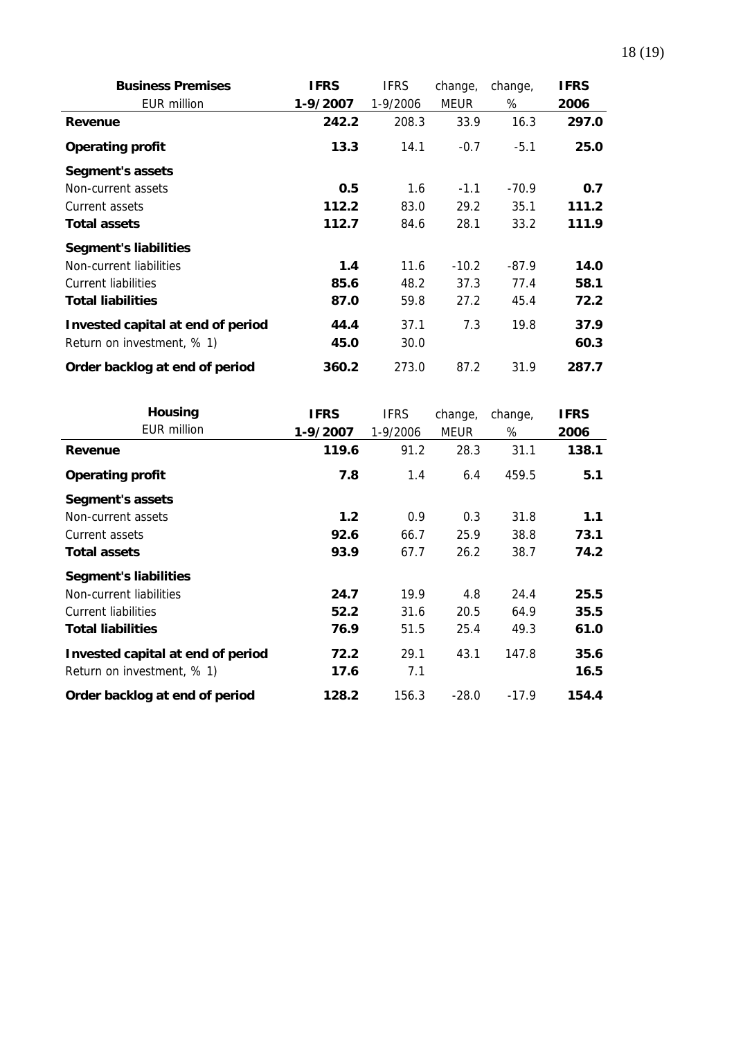| Business Premises<br>EUR million | IFRS<br>1-9/2007 | IFRS<br>1-9/2006 | change,<br>MEUR | change,<br>% | IFRS<br>2006 |
|---|---|---|---|---|---|
| **Revenue** | **242.2** | 208.3 | 33.9 | 16.3 | **297.0** |
| **Operating profit** | **13.3** | 14.1 | -0.7 | -5.1 | **25.0** |
| **Segment's assets** | | | | | |
| Non-current assets | **0.5** | 1.6 | -1.1 | -70.9 | **0.7** |
| Current assets | **112.2** | 83.0 | 29.2 | 35.1 | **111.2** |
| **Total assets** | **112.7** | 84.6 | 28.1 | 33.2 | **111.9** |
| **Segment's liabilities** | | | | | |
| Non-current liabilities | **1.4** | 11.6 | -10.2 | -87.9 | **14.0** |
| Current liabilities | **85.6** | 48.2 | 37.3 | 77.4 | **58.1** |
| **Total liabilities** | **87.0** | 59.8 | 27.2 | 45.4 | **72.2** |
| **Invested capital at end of period** | **44.4** | 37.1 | 7.3 | 19.8 | **37.9** |
| Return on investment, % 1) | **45.0** | 30.0 | | | **60.3** |
| **Order backlog at end of period** | **360.2** | 273.0 | 87.2 | 31.9 | **287.7** |

| Housing<br>EUR million | IFRS<br>1-9/2007 | IFRS<br>1-9/2006 | change,<br>MEUR | change,<br>% | IFRS<br>2006 |
|---|---|---|---|---|---|
| **Revenue** | **119.6** | 91.2 | 28.3 | 31.1 | **138.1** |
| **Operating profit** | **7.8** | 1.4 | 6.4 | 459.5 | **5.1** |
| **Segment's assets** | | | | | |
| Non-current assets | **1.2** | 0.9 | 0.3 | 31.8 | **1.1** |
| Current assets | **92.6** | 66.7 | 25.9 | 38.8 | **73.1** |
| **Total assets** | **93.9** | 67.7 | 26.2 | 38.7 | **74.2** |
| **Segment's liabilities** | | | | | |
| Non-current liabilities | **24.7** | 19.9 | 4.8 | 24.4 | **25.5** |
| Current liabilities | **52.2** | 31.6 | 20.5 | 64.9 | **35.5** |
| **Total liabilities** | **76.9** | 51.5 | 25.4 | 49.3 | **61.0** |
| **Invested capital at end of period** | **72.2** | 29.1 | 43.1 | 147.8 | **35.6** |
| Return on investment, % 1) | **17.6** | 7.1 | | | **16.5** |
| **Order backlog at end of period** | **128.2** | 156.3 | -28.0 | -17.9 | **154.4** |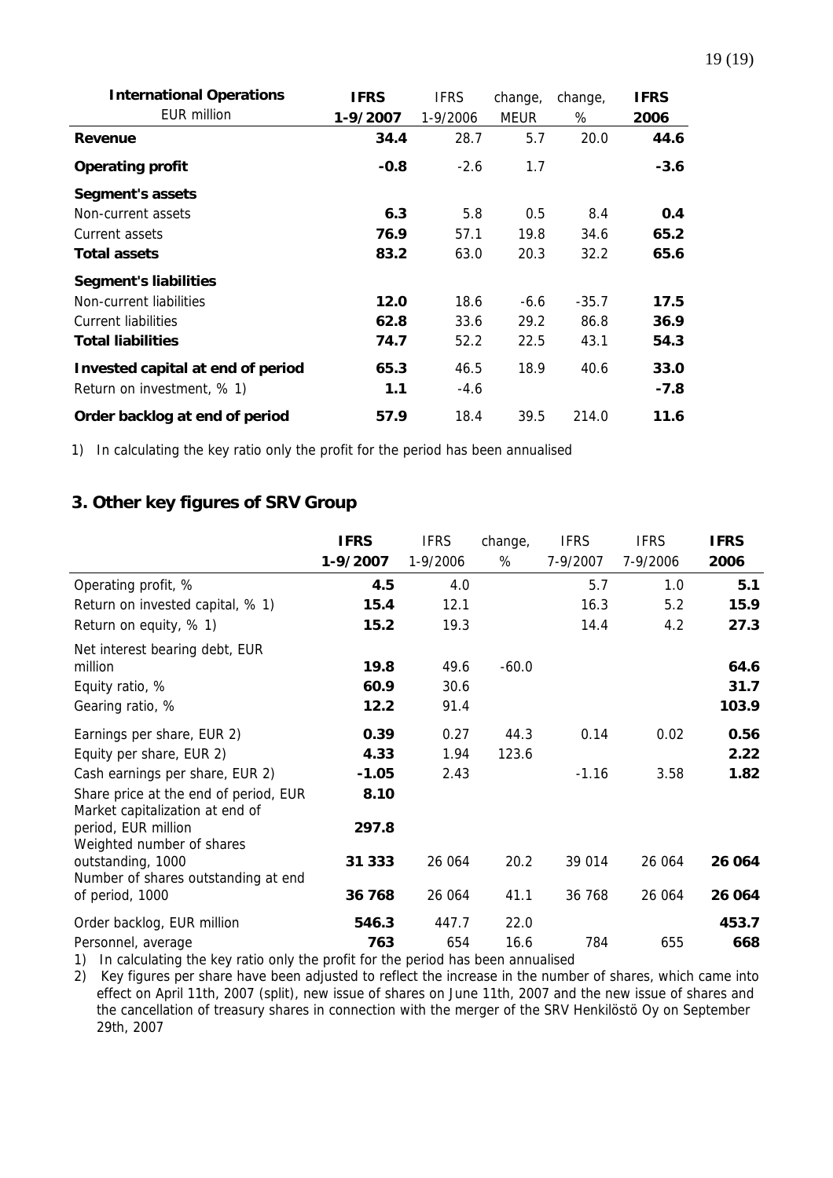| International Operations EUR million | IFRS 1-9/2007 | IFRS 1-9/2006 | change, MEUR | change, % | IFRS 2006 |
|---|---|---|---|---|---|
| **Revenue** | **34.4** | 28.7 | 5.7 | 20.0 | **44.6** |
| **Operating profit** | **-0.8** | -2.6 | 1.7 | | **-3.6** |
| **Segment's assets** | | | | | |
| Non-current assets | **6.3** | 5.8 | 0.5 | 8.4 | **0.4** |
| Current assets | **76.9** | 57.1 | 19.8 | 34.6 | **65.2** |
| **Total assets** | **83.2** | 63.0 | 20.3 | 32.2 | **65.6** |
| **Segment's liabilities** | | | | | |
| Non-current liabilities | **12.0** | 18.6 | -6.6 | -35.7 | **17.5** |
| Current liabilities | **62.8** | 33.6 | 29.2 | 86.8 | **36.9** |
| **Total liabilities** | **74.7** | 52.2 | 22.5 | 43.1 | **54.3** |
| **Invested capital at end of period** | **65.3** | 46.5 | 18.9 | 40.6 | **33.0** |
| Return on investment, % 1) | **1.1** | -4.6 | | | **-7.8** |
| **Order backlog at end of period** | **57.9** | 18.4 | 39.5 | 214.0 | **11.6** |

1) In calculating the key ratio only the profit for the period has been annualised

## 3. Other key figures of SRV Group

| | IFRS 1-9/2007 | IFRS 1-9/2006 | change, % | IFRS 7-9/2007 | IFRS 7-9/2006 | IFRS 2006 |
|---|---|---|---|---|---|---|
| Operating profit, % | **4.5** | 4.0 | | 5.7 | 1.0 | **5.1** |
| Return on invested capital, % 1) | **15.4** | 12.1 | | 16.3 | 5.2 | **15.9** |
| Return on equity, % 1) | **15.2** | 19.3 | | 14.4 | 4.2 | **27.3** |
| Net interest bearing debt, EUR million | **19.8** | 49.6 | -60.0 | | | **64.6** |
| Equity ratio, % | **60.9** | 30.6 | | | | **31.7** |
| Gearing ratio, % | **12.2** | 91.4 | | | | **103.9** |
| Earnings per share, EUR 2) | **0.39** | 0.27 | 44.3 | 0.14 | 0.02 | **0.56** |
| Equity per share, EUR 2) | **4.33** | 1.94 | 123.6 | | | **2.22** |
| Cash earnings per share, EUR 2) | **-1.05** | 2.43 | | -1.16 | 3.58 | **1.82** |
| Share price at the end of period, EUR | **8.10** | | | | | |
| Market capitalization at end of period, EUR million | **297.8** | | | | | |
| Weighted number of shares outstanding, 1000 | **31 333** | 26 064 | 20.2 | 39 014 | 26 064 | **26 064** |
| Number of shares outstanding at end of period, 1000 | **36 768** | 26 064 | 41.1 | 36 768 | 26 064 | **26 064** |
| Order backlog, EUR million | **546.3** | 447.7 | 22.0 | | | **453.7** |
| Personnel, average | **763** | 654 | 16.6 | 784 | 655 | **668** |

1) In calculating the key ratio only the profit for the period has been annualised

2) Key figures per share have been adjusted to reflect the increase in the number of shares, which came into effect on April 11th, 2007 (split), new issue of shares on June 11th, 2007 and the new issue of shares and the cancellation of treasury shares in connection with the merger of the SRV Henkilöstö Oy on September 29th, 2007